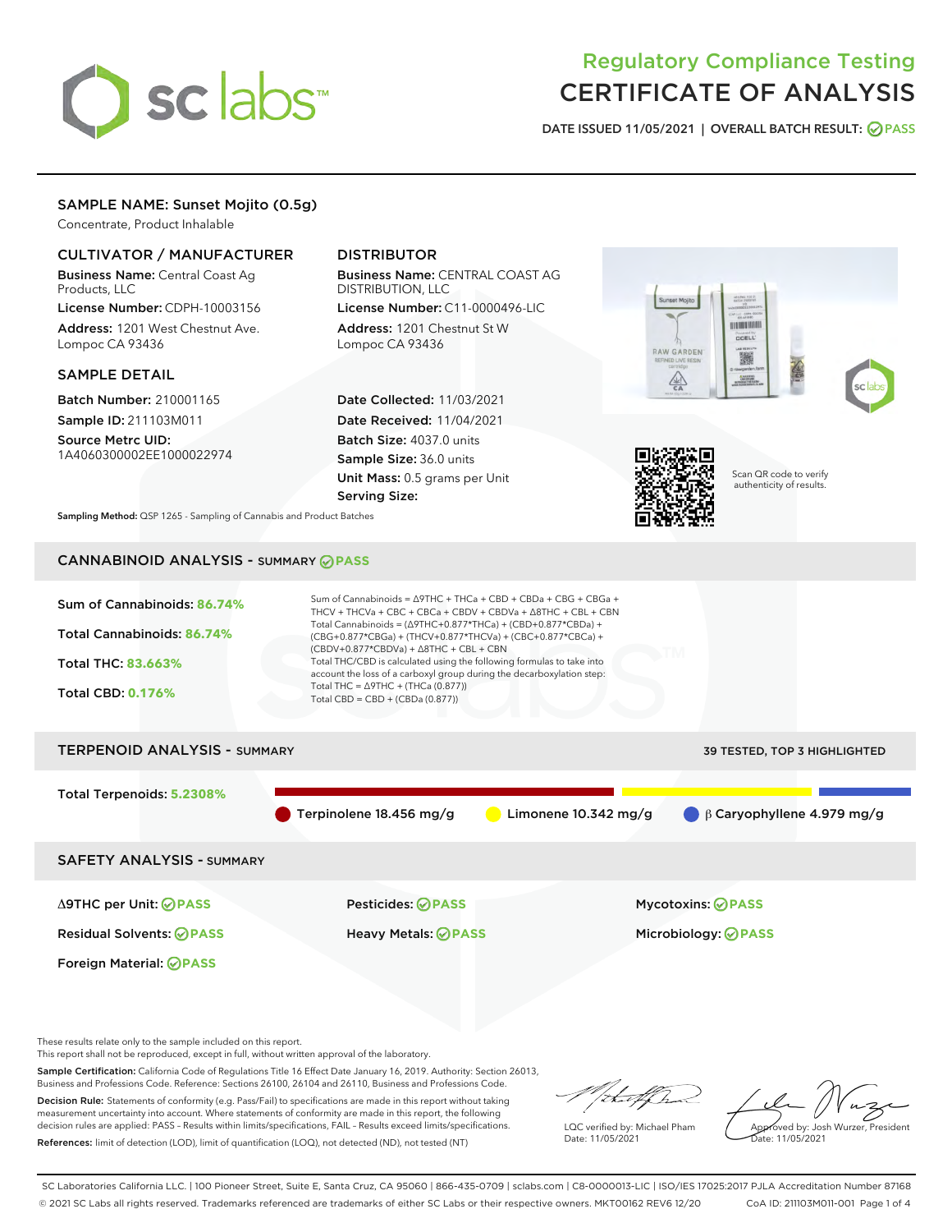# Regulatory Compliance Testing
# CERTIFICATE OF ANALYSIS

DATE ISSUED 11/05/2021 | OVERALL BATCH RESULT: PASS

## SAMPLE NAME: Sunset Mojito (0.5g)

Concentrate, Product Inhalable

### CULTIVATOR / MANUFACTURER

**Business Name:** Central Coast Ag Products, LLC

**License Number:** CDPH-10003156

**Address:** 1201 West Chestnut Ave. Lompoc CA 93436

### DISTRIBUTOR

**Business Name:** CENTRAL COAST AG DISTRIBUTION, LLC

**License Number:** C11-0000496-LIC

**Address:** 1201 Chestnut St W Lompoc CA 93436

### SAMPLE DETAIL

**Batch Number:** 210001165

**Sample ID:** 211103M011

**Source Metrc UID:** 1A4060300002EE1000022974

**Date Collected:** 11/03/2021

**Date Received:** 11/04/2021

**Batch Size:** 4037.0 units

**Sample Size:** 36.0 units

**Unit Mass:** 0.5 grams per Unit

**Serving Size:**

Scan QR code to verify authenticity of results.

**Sampling Method:** QSP 1265 - Sampling of Cannabis and Product Batches

## CANNABINOID ANALYSIS - SUMMARY PASS

**Sum of Cannabinoids:** 86.74%

**Total Cannabinoids:** 86.74%

**Total THC:** 83.663%

**Total CBD:** 0.176%

Sum of Cannabinoids = Δ9THC + THCa + CBD + CBDa + CBG + CBGa + THCV + THCVa + CBC + CBCa + CBDV + CBDVa + Δ8THC + CBL + CBN

Total Cannabinoids = (Δ9THC+0.877*THCa) + (CBD+0.877*CBDa) + (CBG+0.877*CBGa) + (THCV+0.877*THCVa) + (CBC+0.877*CBCa) + (CBDV+0.877*CBDVa) + Δ8THC + CBL + CBN

Total THC/CBD is calculated using the following formulas to take into account the loss of a carboxyl group during the decarboxylation step:

Total THC = Δ9THC + (THCa (0.877))

Total CBD = CBD + (CBDa (0.877))

## TERPENOID ANALYSIS - SUMMARY

39 TESTED, TOP 3 HIGHLIGHTED

**Total Terpenoids:** 5.2308%

Terpinolene 18.456 mg/g | Limonene 10.342 mg/g | β Caryophyllene 4.979 mg/g

## SAFETY ANALYSIS - SUMMARY

Δ9THC per Unit: PASS

Pesticides: PASS

Mycotoxins: PASS

Residual Solvents: PASS

Heavy Metals: PASS

Microbiology: PASS

Foreign Material: PASS

These results relate only to the sample included on this report.
This report shall not be reproduced, except in full, without written approval of the laboratory.

**Sample Certification:** California Code of Regulations Title 16 Effect Date January 16, 2019. Authority: Section 26013, Business and Professions Code. Reference: Sections 26100, 26104 and 26110, Business and Professions Code.

**Decision Rule:** Statements of conformity (e.g. Pass/Fail) to specifications are made in this report without taking measurement uncertainty into account. Where statements of conformity are made in this report, the following decision rules are applied: PASS – Results within limits/specifications, FAIL – Results exceed limits/specifications.

**References:** limit of detection (LOD), limit of quantification (LOQ), not detected (ND), not tested (NT)

LQC verified by: Michael Pham
Date: 11/05/2021

Approved by: Josh Wurzer, President
Date: 11/05/2021

SC Laboratories California LLC. | 100 Pioneer Street, Suite E, Santa Cruz, CA 95060 | 866-435-0709 | sclabs.com | C8-0000013-LIC | ISO/IES 17025:2017 PJLA Accreditation Number 87168
© 2021 SC Labs all rights reserved. Trademarks referenced are trademarks of either SC Labs or their respective owners. MKT00162 REV6 12/20 CoA ID: 211103M011-001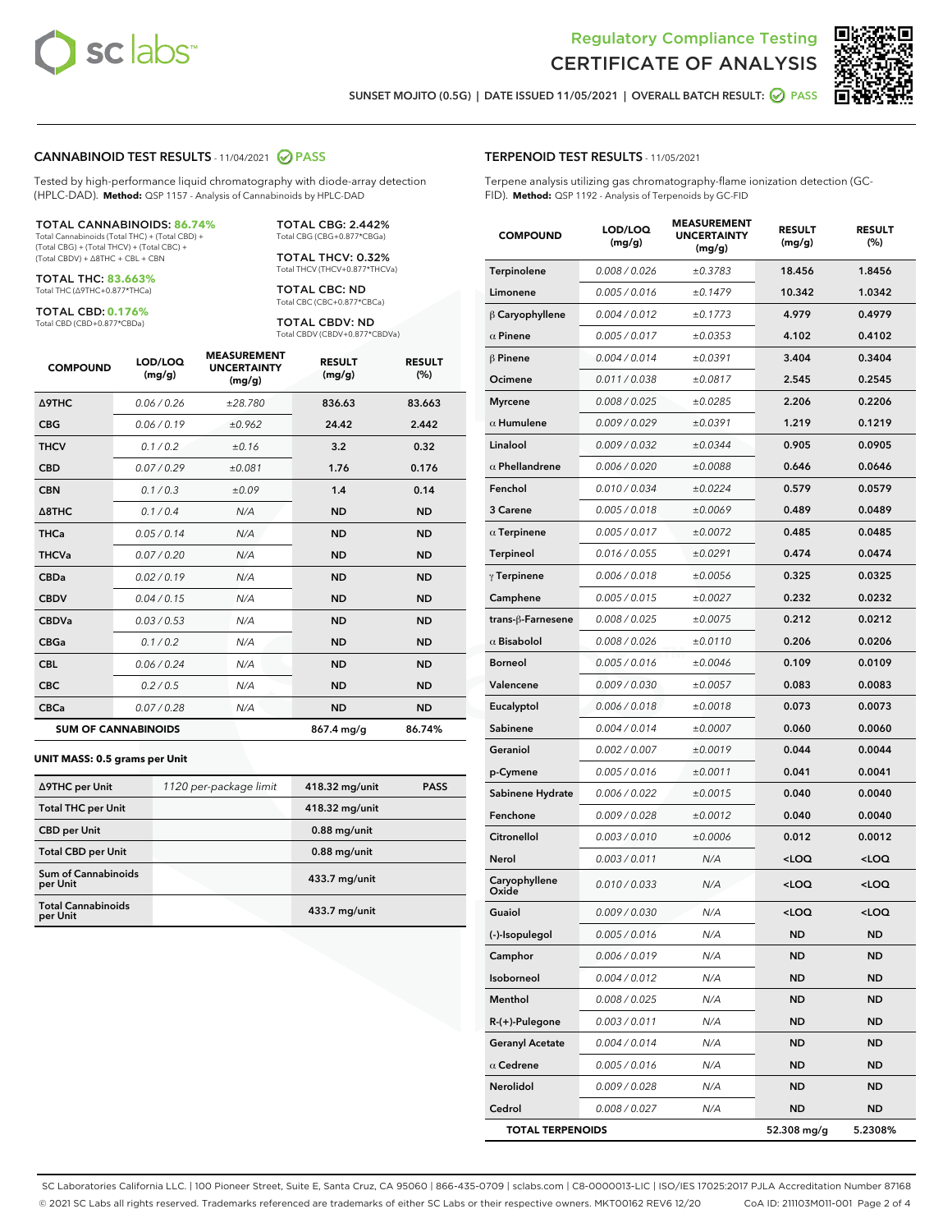Regulatory Compliance Testing
CERTIFICATE OF ANALYSIS

SUNSET MOJITO (0.5G) | DATE ISSUED 11/05/2021 | OVERALL BATCH RESULT: PASS

## CANNABINOID TEST RESULTS - 11/04/2021 PASS

Tested by high-performance liquid chromatography with diode-array detection (HPLC-DAD). **Method:** QSP 1157 - Analysis of Cannabinoids by HPLC-DAD

**TOTAL CANNABINOIDS: 86.74%**
Total Cannabinoids (Total THC) + (Total CBD) + (Total CBG) + (Total THCV) + (Total CBC) + (Total CBDV) + Δ8THC + CBL + CBN

**TOTAL THC: 83.663%**
Total THC (Δ9THC+0.877*THCa)

**TOTAL CBD: 0.176%**
Total CBD (CBD+0.877*CBDa)

**TOTAL CBG: 2.442%**
Total CBG (CBG+0.877*CBGa)

**TOTAL THCV: 0.32%**
Total THCV (THCV+0.877*THCVa)

**TOTAL CBC: ND**
Total CBC (CBC+0.877*CBCa)

**TOTAL CBDV: ND**
Total CBDV (CBDV+0.877*CBDVa)

| COMPOUND | LOD/LOQ (mg/g) | MEASUREMENT UNCERTAINTY (mg/g) | RESULT (mg/g) | RESULT (%) |
|---|---|---|---|---|
| Δ9THC | 0.06 / 0.26 | ±28.780 | 836.63 | 83.663 |
| CBG | 0.06 / 0.19 | ±0.962 | 24.42 | 2.442 |
| THCV | 0.1 / 0.2 | ±0.16 | 3.2 | 0.32 |
| CBD | 0.07 / 0.29 | ±0.081 | 1.76 | 0.176 |
| CBN | 0.1 / 0.3 | ±0.09 | 1.4 | 0.14 |
| Δ8THC | 0.1 / 0.4 | N/A | ND | ND |
| THCa | 0.05 / 0.14 | N/A | ND | ND |
| THCVa | 0.07 / 0.20 | N/A | ND | ND |
| CBDa | 0.02 / 0.19 | N/A | ND | ND |
| CBDV | 0.04 / 0.15 | N/A | ND | ND |
| CBDVa | 0.03 / 0.53 | N/A | ND | ND |
| CBGa | 0.1 / 0.2 | N/A | ND | ND |
| CBL | 0.06 / 0.24 | N/A | ND | ND |
| CBC | 0.2 / 0.5 | N/A | ND | ND |
| CBCa | 0.07 / 0.28 | N/A | ND | ND |
| **SUM OF CANNABINOIDS** | | | 867.4 mg/g | 86.74% |

**UNIT MASS: 0.5 grams per Unit**

| | | | |
|---|---|---|---|
| Δ9THC per Unit | 1120 per-package limit | 418.32 mg/unit | PASS |
| Total THC per Unit | | 418.32 mg/unit | |
| CBD per Unit | | 0.88 mg/unit | |
| Total CBD per Unit | | 0.88 mg/unit | |
| Sum of Cannabinoids per Unit | | 433.7 mg/unit | |
| Total Cannabinoids per Unit | | 433.7 mg/unit | |

## TERPENOID TEST RESULTS - 11/05/2021

Terpene analysis utilizing gas chromatography-flame ionization detection (GC-FID). **Method:** QSP 1192 - Analysis of Terpenoids by GC-FID

| COMPOUND | LOD/LOQ (mg/g) | MEASUREMENT UNCERTAINTY (mg/g) | RESULT (mg/g) | RESULT (%) |
|---|---|---|---|---|
| Terpinolene | 0.008 / 0.026 | ±0.3783 | 18.456 | 1.8456 |
| Limonene | 0.005 / 0.016 | ±0.1479 | 10.342 | 1.0342 |
| β Caryophyllene | 0.004 / 0.012 | ±0.1773 | 4.979 | 0.4979 |
| α Pinene | 0.005 / 0.017 | ±0.0353 | 4.102 | 0.4102 |
| β Pinene | 0.004 / 0.014 | ±0.0391 | 3.404 | 0.3404 |
| Ocimene | 0.011 / 0.038 | ±0.0817 | 2.545 | 0.2545 |
| Myrcene | 0.008 / 0.025 | ±0.0285 | 2.206 | 0.2206 |
| α Humulene | 0.009 / 0.029 | ±0.0391 | 1.219 | 0.1219 |
| Linalool | 0.009 / 0.032 | ±0.0344 | 0.905 | 0.0905 |
| α Phellandrene | 0.006 / 0.020 | ±0.0088 | 0.646 | 0.0646 |
| Fenchol | 0.010 / 0.034 | ±0.0224 | 0.579 | 0.0579 |
| 3 Carene | 0.005 / 0.018 | ±0.0069 | 0.489 | 0.0489 |
| α Terpinene | 0.005 / 0.017 | ±0.0072 | 0.485 | 0.0485 |
| Terpineol | 0.016 / 0.055 | ±0.0291 | 0.474 | 0.0474 |
| γ Terpinene | 0.006 / 0.018 | ±0.0056 | 0.325 | 0.0325 |
| Camphene | 0.005 / 0.015 | ±0.0027 | 0.232 | 0.0232 |
| trans-β-Farnesene | 0.008 / 0.025 | ±0.0075 | 0.212 | 0.0212 |
| α Bisabolol | 0.008 / 0.026 | ±0.0110 | 0.206 | 0.0206 |
| Borneol | 0.005 / 0.016 | ±0.0046 | 0.109 | 0.0109 |
| Valencene | 0.009 / 0.030 | ±0.0057 | 0.083 | 0.0083 |
| Eucalyptol | 0.006 / 0.018 | ±0.0018 | 0.073 | 0.0073 |
| Sabinene | 0.004 / 0.014 | ±0.0007 | 0.060 | 0.0060 |
| Geraniol | 0.002 / 0.007 | ±0.0019 | 0.044 | 0.0044 |
| p-Cymene | 0.005 / 0.016 | ±0.0011 | 0.041 | 0.0041 |
| Sabinene Hydrate | 0.006 / 0.022 | ±0.0015 | 0.040 | 0.0040 |
| Fenchone | 0.009 / 0.028 | ±0.0012 | 0.040 | 0.0040 |
| Citronellol | 0.003 / 0.010 | ±0.0006 | 0.012 | 0.0012 |
| Nerol | 0.003 / 0.011 | N/A | <LOQ | <LOQ |
| Caryophyllene Oxide | 0.010 / 0.033 | N/A | <LOQ | <LOQ |
| Guaiol | 0.009 / 0.030 | N/A | <LOQ | <LOQ |
| (-)-Isopulegol | 0.005 / 0.016 | N/A | ND | ND |
| Camphor | 0.006 / 0.019 | N/A | ND | ND |
| Isoborneol | 0.004 / 0.012 | N/A | ND | ND |
| Menthol | 0.008 / 0.025 | N/A | ND | ND |
| R-(+)-Pulegone | 0.003 / 0.011 | N/A | ND | ND |
| Geranyl Acetate | 0.004 / 0.014 | N/A | ND | ND |
| α Cedrene | 0.005 / 0.016 | N/A | ND | ND |
| Nerolidol | 0.009 / 0.028 | N/A | ND | ND |
| Cedrol | 0.008 / 0.027 | N/A | ND | ND |
| **TOTAL TERPENOIDS** | | | 52.308 mg/g | 5.2308% |

SC Laboratories California LLC. | 100 Pioneer Street, Suite E, Santa Cruz, CA 95060 | 866-435-0709 | sclabs.com | C8-0000013-LIC | ISO/IES 17025:2017 PJLA Accreditation Number 87168
© 2021 SC Labs all rights reserved. Trademarks referenced are trademarks of either SC Labs or their respective owners. MKT00162 REV6 12/20 CoA ID: 211103M011-001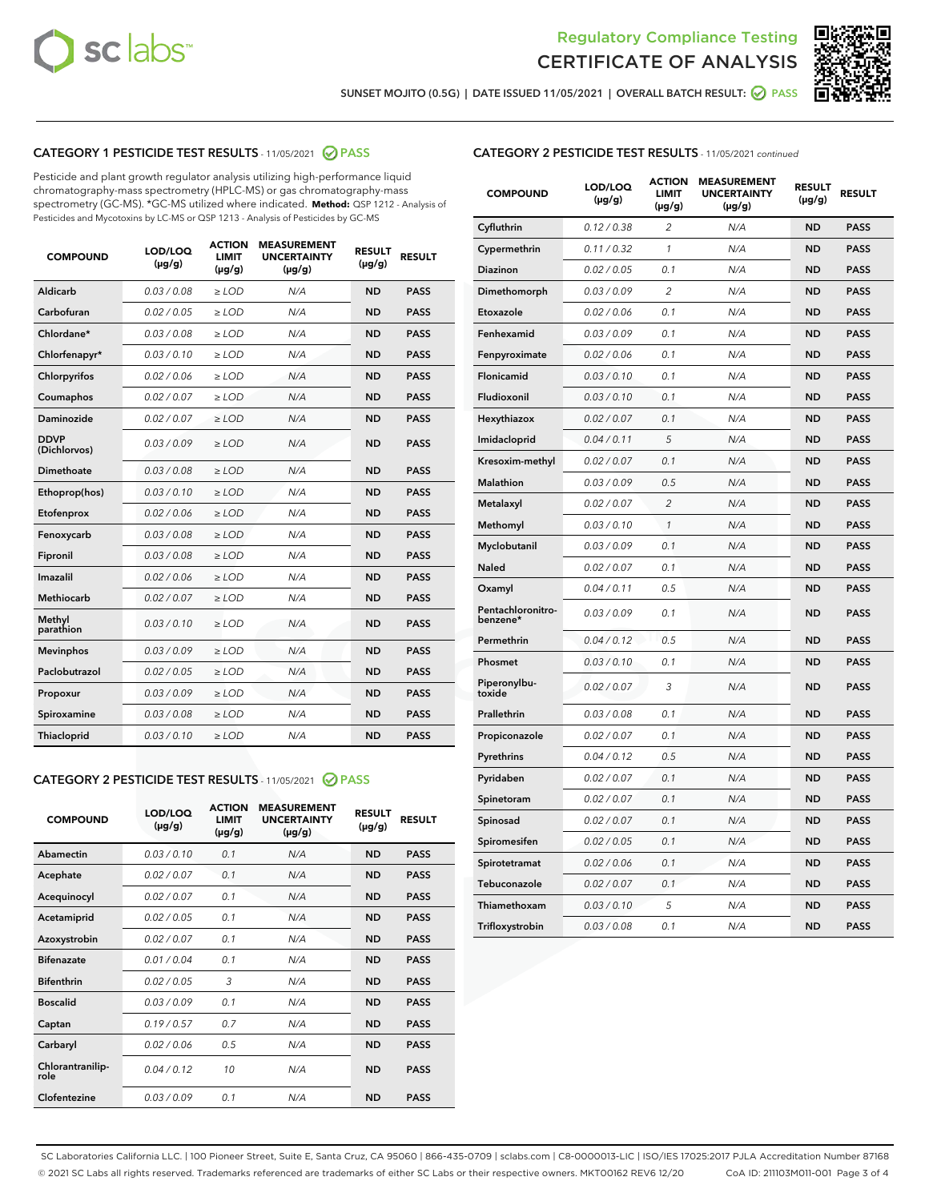Regulatory Compliance Testing
# CERTIFICATE OF ANALYSIS

SUNSET MOJITO (0.5G) | DATE ISSUED 11/05/2021 | OVERALL BATCH RESULT: PASS

## CATEGORY 1 PESTICIDE TEST RESULTS - 11/05/2021 PASS

Pesticide and plant growth regulator analysis utilizing high-performance liquid chromatography-mass spectrometry (HPLC-MS) or gas chromatography-mass spectrometry (GC-MS). *GC-MS utilized where indicated. **Method:** QSP 1212 - Analysis of Pesticides and Mycotoxins by LC-MS or QSP 1213 - Analysis of Pesticides by GC-MS

| COMPOUND | LOD/LOQ (µg/g) | ACTION LIMIT (µg/g) | MEASUREMENT UNCERTAINTY (µg/g) | RESULT (µg/g) | RESULT |
|---|---|---|---|---|---|
| Aldicarb | 0.03 / 0.08 | ≥ LOD | N/A | ND | PASS |
| Carbofuran | 0.02 / 0.05 | ≥ LOD | N/A | ND | PASS |
| Chlordane* | 0.03 / 0.08 | ≥ LOD | N/A | ND | PASS |
| Chlorfenapyr* | 0.03 / 0.10 | ≥ LOD | N/A | ND | PASS |
| Chlorpyrifos | 0.02 / 0.06 | ≥ LOD | N/A | ND | PASS |
| Coumaphos | 0.02 / 0.07 | ≥ LOD | N/A | ND | PASS |
| Daminozide | 0.02 / 0.07 | ≥ LOD | N/A | ND | PASS |
| DDVP (Dichlorvos) | 0.03 / 0.09 | ≥ LOD | N/A | ND | PASS |
| Dimethoate | 0.03 / 0.08 | ≥ LOD | N/A | ND | PASS |
| Ethoprop(hos) | 0.03 / 0.10 | ≥ LOD | N/A | ND | PASS |
| Etofenprox | 0.02 / 0.06 | ≥ LOD | N/A | ND | PASS |
| Fenoxycarb | 0.03 / 0.08 | ≥ LOD | N/A | ND | PASS |
| Fipronil | 0.03 / 0.08 | ≥ LOD | N/A | ND | PASS |
| Imazalil | 0.02 / 0.06 | ≥ LOD | N/A | ND | PASS |
| Methiocarb | 0.02 / 0.07 | ≥ LOD | N/A | ND | PASS |
| Methyl parathion | 0.03 / 0.10 | ≥ LOD | N/A | ND | PASS |
| Mevinphos | 0.03 / 0.09 | ≥ LOD | N/A | ND | PASS |
| Paclobutrazol | 0.02 / 0.05 | ≥ LOD | N/A | ND | PASS |
| Propoxur | 0.03 / 0.09 | ≥ LOD | N/A | ND | PASS |
| Spiroxamine | 0.03 / 0.08 | ≥ LOD | N/A | ND | PASS |
| Thiacloprid | 0.03 / 0.10 | ≥ LOD | N/A | ND | PASS |

## CATEGORY 2 PESTICIDE TEST RESULTS - 11/05/2021 PASS

| COMPOUND | LOD/LOQ (µg/g) | ACTION LIMIT (µg/g) | MEASUREMENT UNCERTAINTY (µg/g) | RESULT (µg/g) | RESULT |
|---|---|---|---|---|---|
| Abamectin | 0.03 / 0.10 | 0.1 | N/A | ND | PASS |
| Acephate | 0.02 / 0.07 | 0.1 | N/A | ND | PASS |
| Acequinocyl | 0.02 / 0.07 | 0.1 | N/A | ND | PASS |
| Acetamiprid | 0.02 / 0.05 | 0.1 | N/A | ND | PASS |
| Azoxystrobin | 0.02 / 0.07 | 0.1 | N/A | ND | PASS |
| Bifenazate | 0.01 / 0.04 | 0.1 | N/A | ND | PASS |
| Bifenthrin | 0.02 / 0.05 | 3 | N/A | ND | PASS |
| Boscalid | 0.03 / 0.09 | 0.1 | N/A | ND | PASS |
| Captan | 0.19 / 0.57 | 0.7 | N/A | ND | PASS |
| Carbaryl | 0.02 / 0.06 | 0.5 | N/A | ND | PASS |
| Chlorantraniliprole | 0.04 / 0.12 | 10 | N/A | ND | PASS |
| Clofentezine | 0.03 / 0.09 | 0.1 | N/A | ND | PASS |
| Cyfluthrin | 0.12 / 0.38 | 2 | N/A | ND | PASS |
| Cypermethrin | 0.11 / 0.32 | 1 | N/A | ND | PASS |
| Diazinon | 0.02 / 0.05 | 0.1 | N/A | ND | PASS |
| Dimethomorph | 0.03 / 0.09 | 2 | N/A | ND | PASS |
| Etoxazole | 0.02 / 0.06 | 0.1 | N/A | ND | PASS |
| Fenhexamid | 0.03 / 0.09 | 0.1 | N/A | ND | PASS |
| Fenpyroximate | 0.02 / 0.06 | 0.1 | N/A | ND | PASS |
| Flonicamid | 0.03 / 0.10 | 0.1 | N/A | ND | PASS |
| Fludioxonil | 0.03 / 0.10 | 0.1 | N/A | ND | PASS |
| Hexythiazox | 0.02 / 0.07 | 0.1 | N/A | ND | PASS |
| Imidacloprid | 0.04 / 0.11 | 5 | N/A | ND | PASS |
| Kresoxim-methyl | 0.02 / 0.07 | 0.1 | N/A | ND | PASS |
| Malathion | 0.03 / 0.09 | 0.5 | N/A | ND | PASS |
| Metalaxyl | 0.02 / 0.07 | 2 | N/A | ND | PASS |
| Methomyl | 0.03 / 0.10 | 1 | N/A | ND | PASS |
| Myclobutanil | 0.03 / 0.09 | 0.1 | N/A | ND | PASS |
| Naled | 0.02 / 0.07 | 0.1 | N/A | ND | PASS |
| Oxamyl | 0.04 / 0.11 | 0.5 | N/A | ND | PASS |
| Pentachloronitrobenzene* | 0.03 / 0.09 | 0.1 | N/A | ND | PASS |
| Permethrin | 0.04 / 0.12 | 0.5 | N/A | ND | PASS |
| Phosmet | 0.03 / 0.10 | 0.1 | N/A | ND | PASS |
| Piperonylbutoxide | 0.02 / 0.07 | 3 | N/A | ND | PASS |
| Prallethrin | 0.03 / 0.08 | 0.1 | N/A | ND | PASS |
| Propiconazole | 0.02 / 0.07 | 0.1 | N/A | ND | PASS |
| Pyrethrins | 0.04 / 0.12 | 0.5 | N/A | ND | PASS |
| Pyridaben | 0.02 / 0.07 | 0.1 | N/A | ND | PASS |
| Spinetoram | 0.02 / 0.07 | 0.1 | N/A | ND | PASS |
| Spinosad | 0.02 / 0.07 | 0.1 | N/A | ND | PASS |
| Spiromesifen | 0.02 / 0.05 | 0.1 | N/A | ND | PASS |
| Spirotetramat | 0.02 / 0.06 | 0.1 | N/A | ND | PASS |
| Tebuconazole | 0.02 / 0.07 | 0.1 | N/A | ND | PASS |
| Thiamethoxam | 0.03 / 0.10 | 5 | N/A | ND | PASS |
| Trifloxystrobin | 0.03 / 0.08 | 0.1 | N/A | ND | PASS |

SC Laboratories California LLC. | 100 Pioneer Street, Suite E, Santa Cruz, CA 95060 | 866-435-0709 | sclabs.com | C8-0000013-LIC | ISO/IES 17025:2017 PJLA Accreditation Number 87168
© 2021 SC Labs all rights reserved. Trademarks referenced are trademarks of either SC Labs or their respective owners. MKT00162 REV6 12/20 CoA ID: 211103M011-001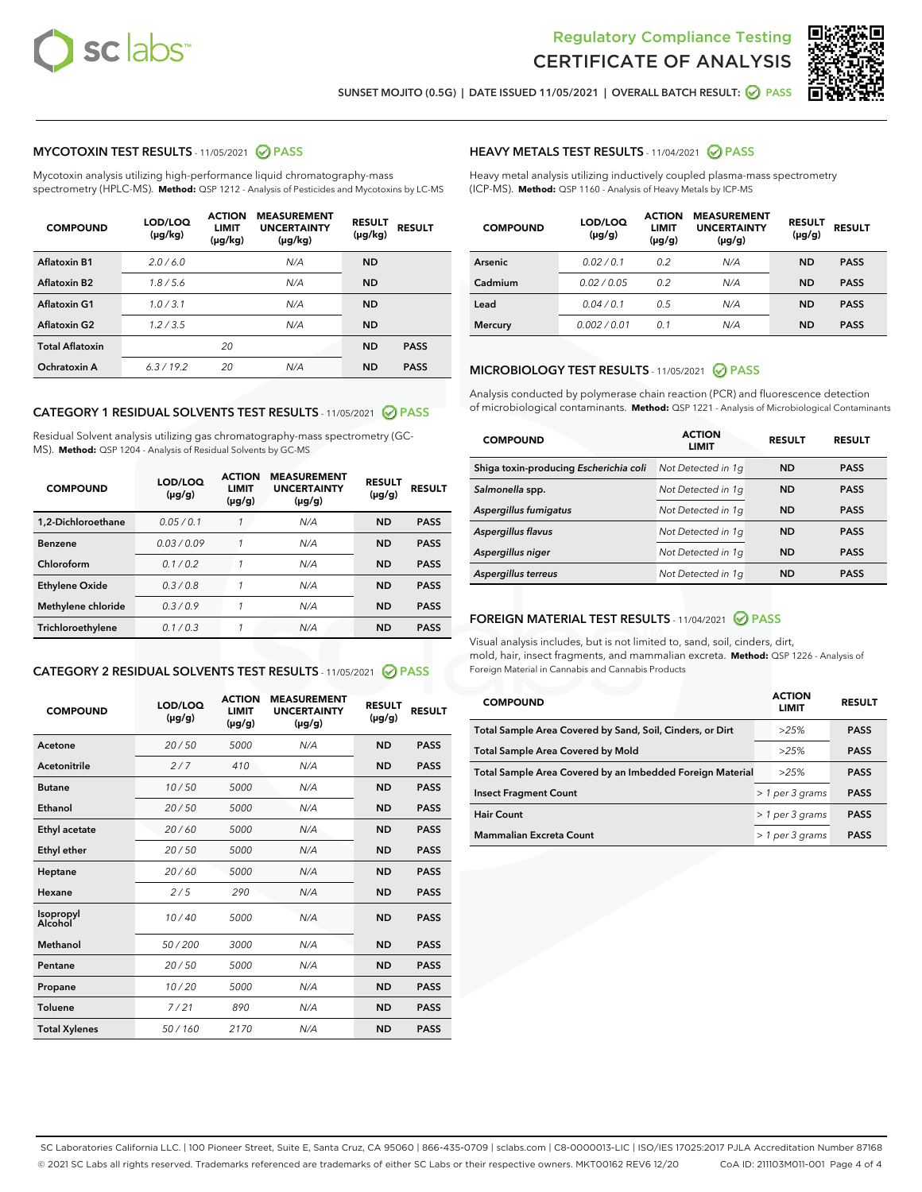Regulatory Compliance Testing
# CERTIFICATE OF ANALYSIS

SUNSET MOJITO (0.5G) | DATE ISSUED 11/05/2021 | OVERALL BATCH RESULT: PASS

## MYCOTOXIN TEST RESULTS - 11/05/2021 PASS

Mycotoxin analysis utilizing high-performance liquid chromatography-mass spectrometry (HPLC-MS). **Method:** QSP 1212 - Analysis of Pesticides and Mycotoxins by LC-MS

| COMPOUND | LOD/LOQ (µg/kg) | ACTION LIMIT (µg/kg) | MEASUREMENT UNCERTAINTY (µg/kg) | RESULT (µg/kg) | RESULT |
|---|---|---|---|---|---|
| Aflatoxin B1 | 2.0 / 6.0 | | N/A | ND | |
| Aflatoxin B2 | 1.8 / 5.6 | | N/A | ND | |
| Aflatoxin G1 | 1.0 / 3.1 | | N/A | ND | |
| Aflatoxin G2 | 1.2 / 3.5 | | N/A | ND | |
| Total Aflatoxin | | 20 | | ND | PASS |
| Ochratoxin A | 6.3 / 19.2 | 20 | N/A | ND | PASS |

## CATEGORY 1 RESIDUAL SOLVENTS TEST RESULTS - 11/05/2021 PASS

Residual Solvent analysis utilizing gas chromatography-mass spectrometry (GC-MS). **Method:** QSP 1204 - Analysis of Residual Solvents by GC-MS

| COMPOUND | LOD/LOQ (µg/g) | ACTION LIMIT (µg/g) | MEASUREMENT UNCERTAINTY (µg/g) | RESULT (µg/g) | RESULT |
|---|---|---|---|---|---|
| 1,2-Dichloroethane | 0.05 / 0.1 | 1 | N/A | ND | PASS |
| Benzene | 0.03 / 0.09 | 1 | N/A | ND | PASS |
| Chloroform | 0.1 / 0.2 | 1 | N/A | ND | PASS |
| Ethylene Oxide | 0.3 / 0.8 | 1 | N/A | ND | PASS |
| Methylene chloride | 0.3 / 0.9 | 1 | N/A | ND | PASS |
| Trichloroethylene | 0.1 / 0.3 | 1 | N/A | ND | PASS |

## CATEGORY 2 RESIDUAL SOLVENTS TEST RESULTS - 11/05/2021 PASS

| COMPOUND | LOD/LOQ (µg/g) | ACTION LIMIT (µg/g) | MEASUREMENT UNCERTAINTY (µg/g) | RESULT (µg/g) | RESULT |
|---|---|---|---|---|---|
| Acetone | 20 / 50 | 5000 | N/A | ND | PASS |
| Acetonitrile | 2 / 7 | 410 | N/A | ND | PASS |
| Butane | 10 / 50 | 5000 | N/A | ND | PASS |
| Ethanol | 20 / 50 | 5000 | N/A | ND | PASS |
| Ethyl acetate | 20 / 60 | 5000 | N/A | ND | PASS |
| Ethyl ether | 20 / 50 | 5000 | N/A | ND | PASS |
| Heptane | 20 / 60 | 5000 | N/A | ND | PASS |
| Hexane | 2 / 5 | 290 | N/A | ND | PASS |
| Isopropyl Alcohol | 10 / 40 | 5000 | N/A | ND | PASS |
| Methanol | 50 / 200 | 3000 | N/A | ND | PASS |
| Pentane | 20 / 50 | 5000 | N/A | ND | PASS |
| Propane | 10 / 20 | 5000 | N/A | ND | PASS |
| Toluene | 7 / 21 | 890 | N/A | ND | PASS |
| Total Xylenes | 50 / 160 | 2170 | N/A | ND | PASS |

## HEAVY METALS TEST RESULTS - 11/04/2021 PASS

Heavy metal analysis utilizing inductively coupled plasma-mass spectrometry (ICP-MS). **Method:** QSP 1160 - Analysis of Heavy Metals by ICP-MS

| COMPOUND | LOD/LOQ (µg/g) | ACTION LIMIT (µg/g) | MEASUREMENT UNCERTAINTY (µg/g) | RESULT (µg/g) | RESULT |
|---|---|---|---|---|---|
| Arsenic | 0.02 / 0.1 | 0.2 | N/A | ND | PASS |
| Cadmium | 0.02 / 0.05 | 0.2 | N/A | ND | PASS |
| Lead | 0.04 / 0.1 | 0.5 | N/A | ND | PASS |
| Mercury | 0.002 / 0.01 | 0.1 | N/A | ND | PASS |

## MICROBIOLOGY TEST RESULTS - 11/05/2021 PASS

Analysis conducted by polymerase chain reaction (PCR) and fluorescence detection of microbiological contaminants. **Method:** QSP 1221 - Analysis of Microbiological Contaminants

| COMPOUND | ACTION LIMIT | RESULT | RESULT |
|---|---|---|---|
| Shiga toxin-producing *Escherichia coli* | Not Detected in 1g | ND | PASS |
| *Salmonella* spp. | Not Detected in 1g | ND | PASS |
| *Aspergillus fumigatus* | Not Detected in 1g | ND | PASS |
| *Aspergillus flavus* | Not Detected in 1g | ND | PASS |
| *Aspergillus niger* | Not Detected in 1g | ND | PASS |
| *Aspergillus terreus* | Not Detected in 1g | ND | PASS |

## FOREIGN MATERIAL TEST RESULTS - 11/04/2021 PASS

Visual analysis includes, but is not limited to, sand, soil, cinders, dirt, mold, hair, insect fragments, and mammalian excreta. **Method:** QSP 1226 - Analysis of Foreign Material in Cannabis and Cannabis Products

| COMPOUND | ACTION LIMIT | RESULT |
|---|---|---|
| Total Sample Area Covered by Sand, Soil, Cinders, or Dirt | >25% | PASS |
| Total Sample Area Covered by Mold | >25% | PASS |
| Total Sample Area Covered by an Imbedded Foreign Material | >25% | PASS |
| Insect Fragment Count | > 1 per 3 grams | PASS |
| Hair Count | > 1 per 3 grams | PASS |
| Mammalian Excreta Count | > 1 per 3 grams | PASS |

SC Laboratories California LLC. | 100 Pioneer Street, Suite E, Santa Cruz, CA 95060 | 866-435-0709 | sclabs.com | C8-0000013-LIC | ISO/IES 17025:2017 PJLA Accreditation Number 87168
© 2021 SC Labs all rights reserved. Trademarks referenced are trademarks of either SC Labs or their respective owners. MKT00162 REV6 12/20 CoA ID: 211103M011-001